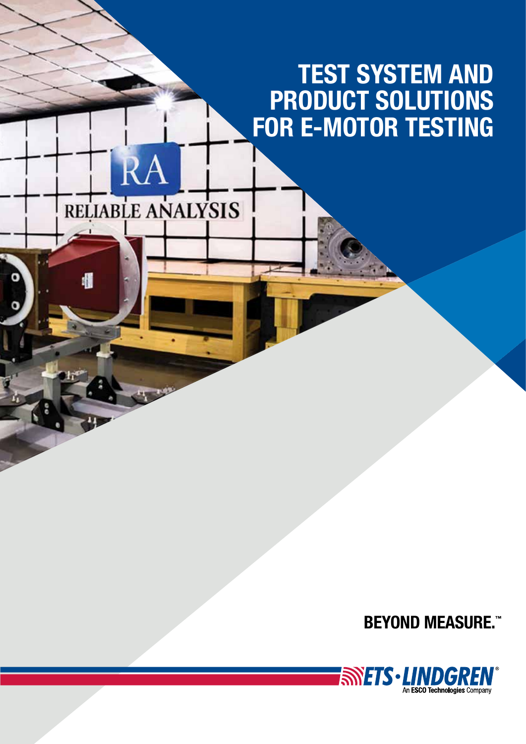# TEST SYSTEM AND PRODUCT SOLUTIONS FOR E-MOTOR TESTING

**BEYOND MEASURE.™**

ETS·LINDGREN®
An ESCO Technologies Company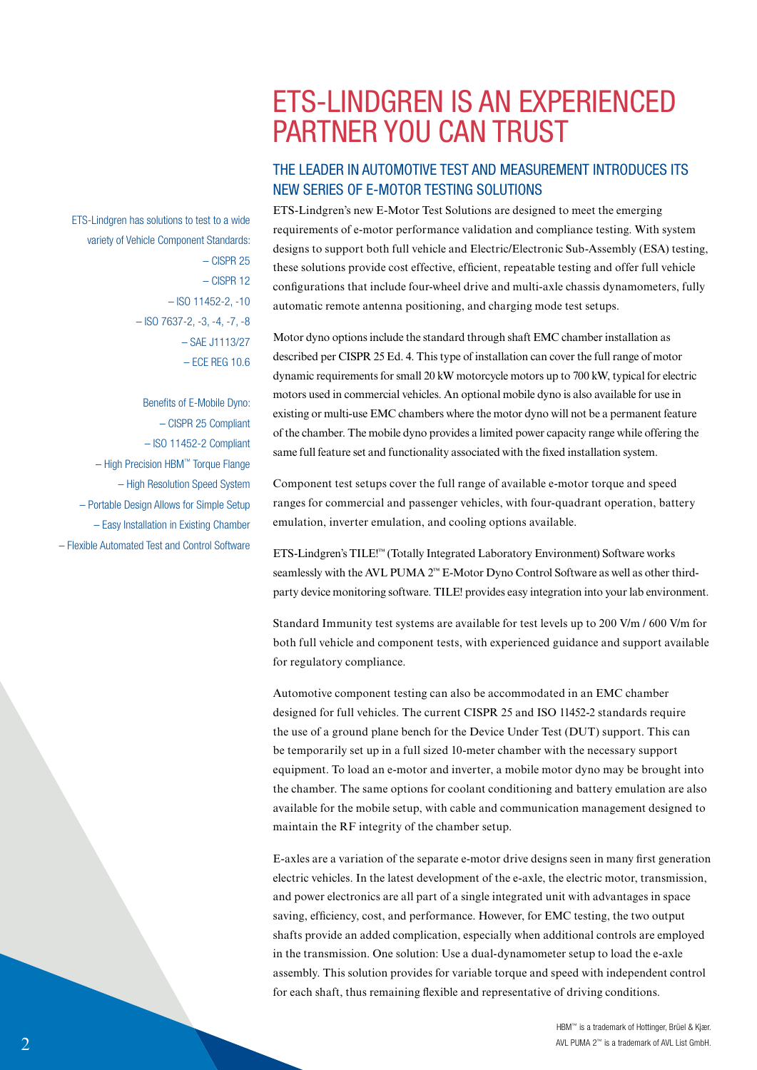# ETS-LINDGREN IS AN EXPERIENCED PARTNER YOU CAN TRUST

## THE LEADER IN AUTOMOTIVE TEST AND MEASUREMENT INTRODUCES ITS NEW SERIES OF E-MOTOR TESTING SOLUTIONS

ETS-Lindgren's new E-Motor Test Solutions are designed to meet the emerging requirements of e-motor performance validation and compliance testing. With system designs to support both full vehicle and Electric/Electronic Sub-Assembly (ESA) testing, these solutions provide cost effective, efficient, repeatable testing and offer full vehicle configurations that include four-wheel drive and multi-axle chassis dynamometers, fully automatic remote antenna positioning, and charging mode test setups.

Motor dyno options include the standard through shaft EMC chamber installation as described per CISPR 25 Ed. 4. This type of installation can cover the full range of motor dynamic requirements for small 20 kW motorcycle motors up to 700 kW, typical for electric motors used in commercial vehicles. An optional mobile dyno is also available for use in existing or multi-use EMC chambers where the motor dyno will not be a permanent feature of the chamber. The mobile dyno provides a limited power capacity range while offering the same full feature set and functionality associated with the fixed installation system.

Component test setups cover the full range of available e-motor torque and speed ranges for commercial and passenger vehicles, with four-quadrant operation, battery emulation, inverter emulation, and cooling options available.

ETS-Lindgren's TILE!™ (Totally Integrated Laboratory Environment) Software works seamlessly with the AVL PUMA 2™ E-Motor Dyno Control Software as well as other third-party device monitoring software. TILE! provides easy integration into your lab environment.

Standard Immunity test systems are available for test levels up to 200 V/m / 600 V/m for both full vehicle and component tests, with experienced guidance and support available for regulatory compliance.

Automotive component testing can also be accommodated in an EMC chamber designed for full vehicles. The current CISPR 25 and ISO 11452-2 standards require the use of a ground plane bench for the Device Under Test (DUT) support. This can be temporarily set up in a full sized 10-meter chamber with the necessary support equipment. To load an e-motor and inverter, a mobile motor dyno may be brought into the chamber. The same options for coolant conditioning and battery emulation are also available for the mobile setup, with cable and communication management designed to maintain the RF integrity of the chamber setup.

E-axles are a variation of the separate e-motor drive designs seen in many first generation electric vehicles. In the latest development of the e-axle, the electric motor, transmission, and power electronics are all part of a single integrated unit with advantages in space saving, efficiency, cost, and performance. However, for EMC testing, the two output shafts provide an added complication, especially when additional controls are employed in the transmission. One solution: Use a dual-dynamometer setup to load the e-axle assembly. This solution provides for variable torque and speed with independent control for each shaft, thus remaining flexible and representative of driving conditions.

ETS-Lindgren has solutions to test to a wide variety of Vehicle Component Standards:

- CISPR 25
- CISPR 12
- ISO 11452-2, -10
- ISO 7637-2, -3, -4, -7, -8
- SAE J1113/27
- ECE REG 10.6

Benefits of E-Mobile Dyno:

- CISPR 25 Compliant
- ISO 11452-2 Compliant
- High Precision HBM™ Torque Flange
- High Resolution Speed System
- Portable Design Allows for Simple Setup
- Easy Installation in Existing Chamber
- Flexible Automated Test and Control Software

HBM™ is a trademark of Hottinger, Brüel & Kjær.
AVL PUMA 2™ is a trademark of AVL List GmbH.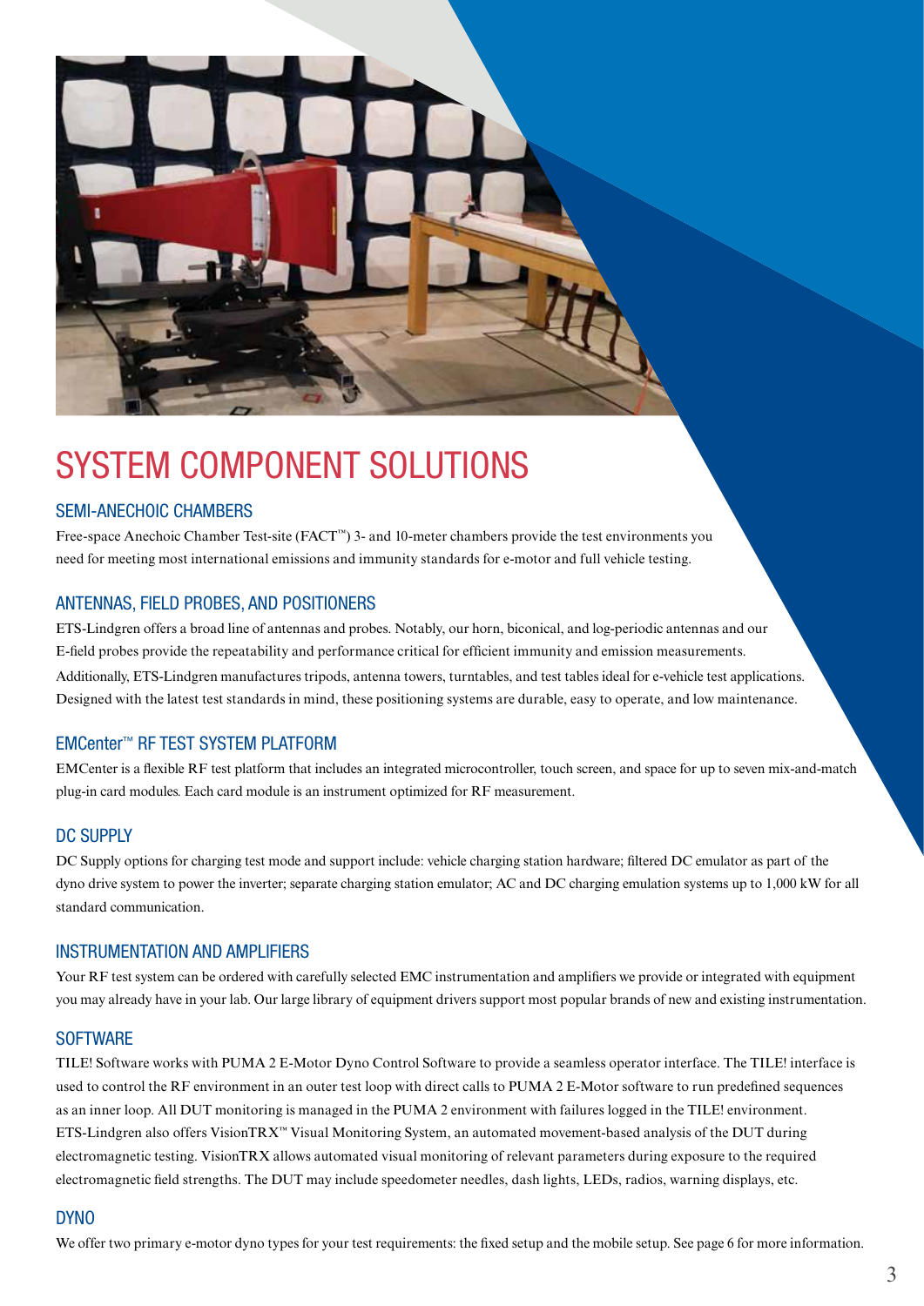# SYSTEM COMPONENT SOLUTIONS

## SEMI-ANECHOIC CHAMBERS

Free-space Anechoic Chamber Test-site (FACT™) 3- and 10-meter chambers provide the test environments you need for meeting most international emissions and immunity standards for e-motor and full vehicle testing.

## ANTENNAS, FIELD PROBES, AND POSITIONERS

ETS-Lindgren offers a broad line of antennas and probes. Notably, our horn, biconical, and log-periodic antennas and our E-field probes provide the repeatability and performance critical for efficient immunity and emission measurements. Additionally, ETS-Lindgren manufactures tripods, antenna towers, turntables, and test tables ideal for e-vehicle test applications. Designed with the latest test standards in mind, these positioning systems are durable, easy to operate, and low maintenance.

## EMCenter™ RF TEST SYSTEM PLATFORM

EMCenter is a flexible RF test platform that includes an integrated microcontroller, touch screen, and space for up to seven mix-and-match plug-in card modules. Each card module is an instrument optimized for RF measurement.

## DC SUPPLY

DC Supply options for charging test mode and support include: vehicle charging station hardware; filtered DC emulator as part of the dyno drive system to power the inverter; separate charging station emulator; AC and DC charging emulation systems up to 1,000 kW for all standard communication.

## INSTRUMENTATION AND AMPLIFIERS

Your RF test system can be ordered with carefully selected EMC instrumentation and amplifiers we provide or integrated with equipment you may already have in your lab. Our large library of equipment drivers support most popular brands of new and existing instrumentation.

## SOFTWARE

TILE! Software works with PUMA 2 E-Motor Dyno Control Software to provide a seamless operator interface. The TILE! interface is used to control the RF environment in an outer test loop with direct calls to PUMA 2 E-Motor software to run predefined sequences as an inner loop. All DUT monitoring is managed in the PUMA 2 environment with failures logged in the TILE! environment. ETS-Lindgren also offers VisionTRX™ Visual Monitoring System, an automated movement-based analysis of the DUT during electromagnetic testing. VisionTRX allows automated visual monitoring of relevant parameters during exposure to the required electromagnetic field strengths. The DUT may include speedometer needles, dash lights, LEDs, radios, warning displays, etc.

## DYNO

We offer two primary e-motor dyno types for your test requirements: the fixed setup and the mobile setup. See page 6 for more information.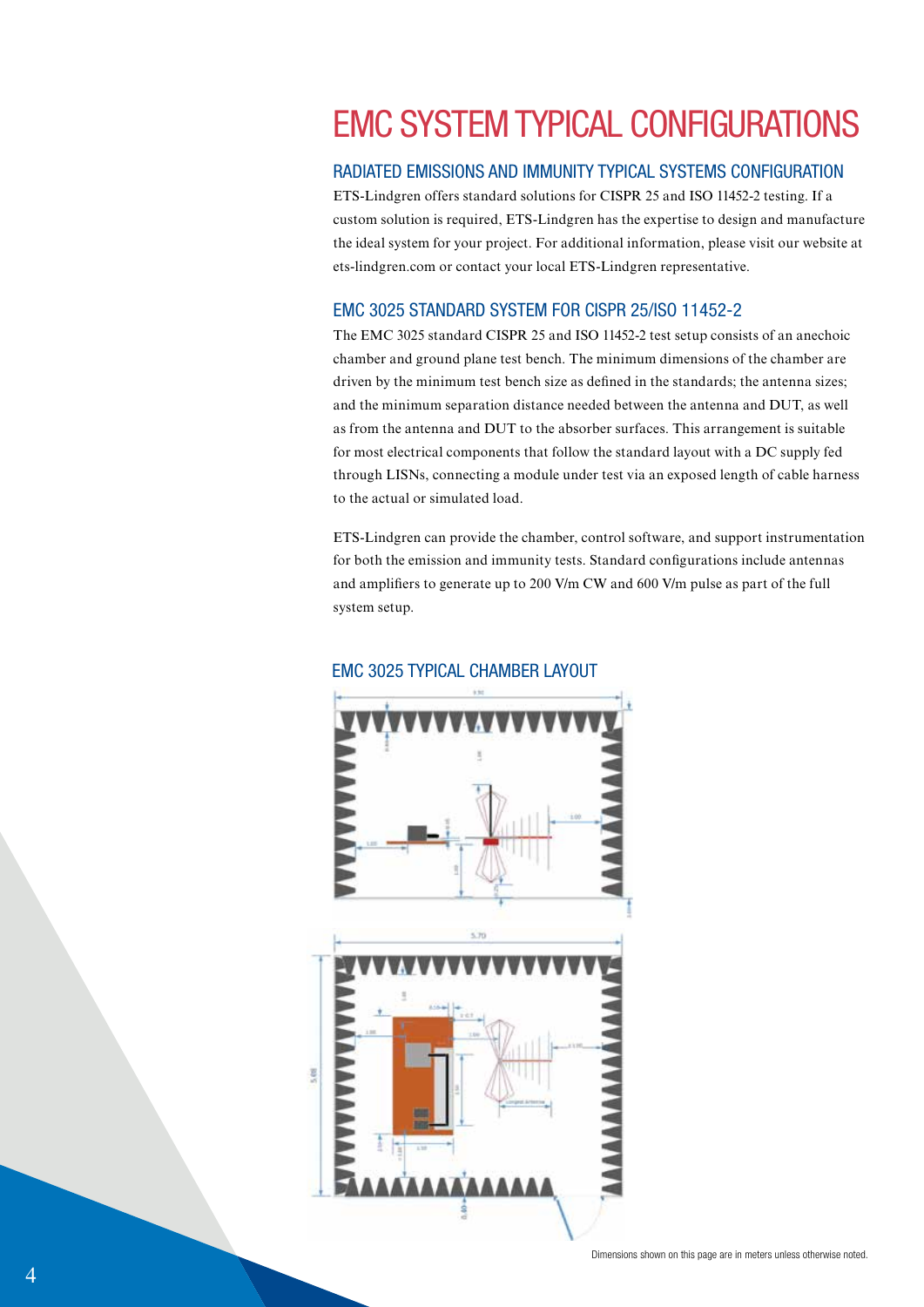# EMC SYSTEM TYPICAL CONFIGURATIONS

## RADIATED EMISSIONS AND IMMUNITY TYPICAL SYSTEMS CONFIGURATION

ETS-Lindgren offers standard solutions for CISPR 25 and ISO 11452-2 testing. If a custom solution is required, ETS-Lindgren has the expertise to design and manufacture the ideal system for your project. For additional information, please visit our website at ets-lindgren.com or contact your local ETS-Lindgren representative.

## EMC 3025 STANDARD SYSTEM FOR CISPR 25/ISO 11452-2

The EMC 3025 standard CISPR 25 and ISO 11452-2 test setup consists of an anechoic chamber and ground plane test bench. The minimum dimensions of the chamber are driven by the minimum test bench size as defined in the standards; the antenna sizes; and the minimum separation distance needed between the antenna and DUT, as well as from the antenna and DUT to the absorber surfaces. This arrangement is suitable for most electrical components that follow the standard layout with a DC supply fed through LISNs, connecting a module under test via an exposed length of cable harness to the actual or simulated load.

ETS-Lindgren can provide the chamber, control software, and support instrumentation for both the emission and immunity tests. Standard configurations include antennas and amplifiers to generate up to 200 V/m CW and 600 V/m pulse as part of the full system setup.

## EMC 3025 TYPICAL CHAMBER LAYOUT

Dimensions shown on this page are in meters unless otherwise noted.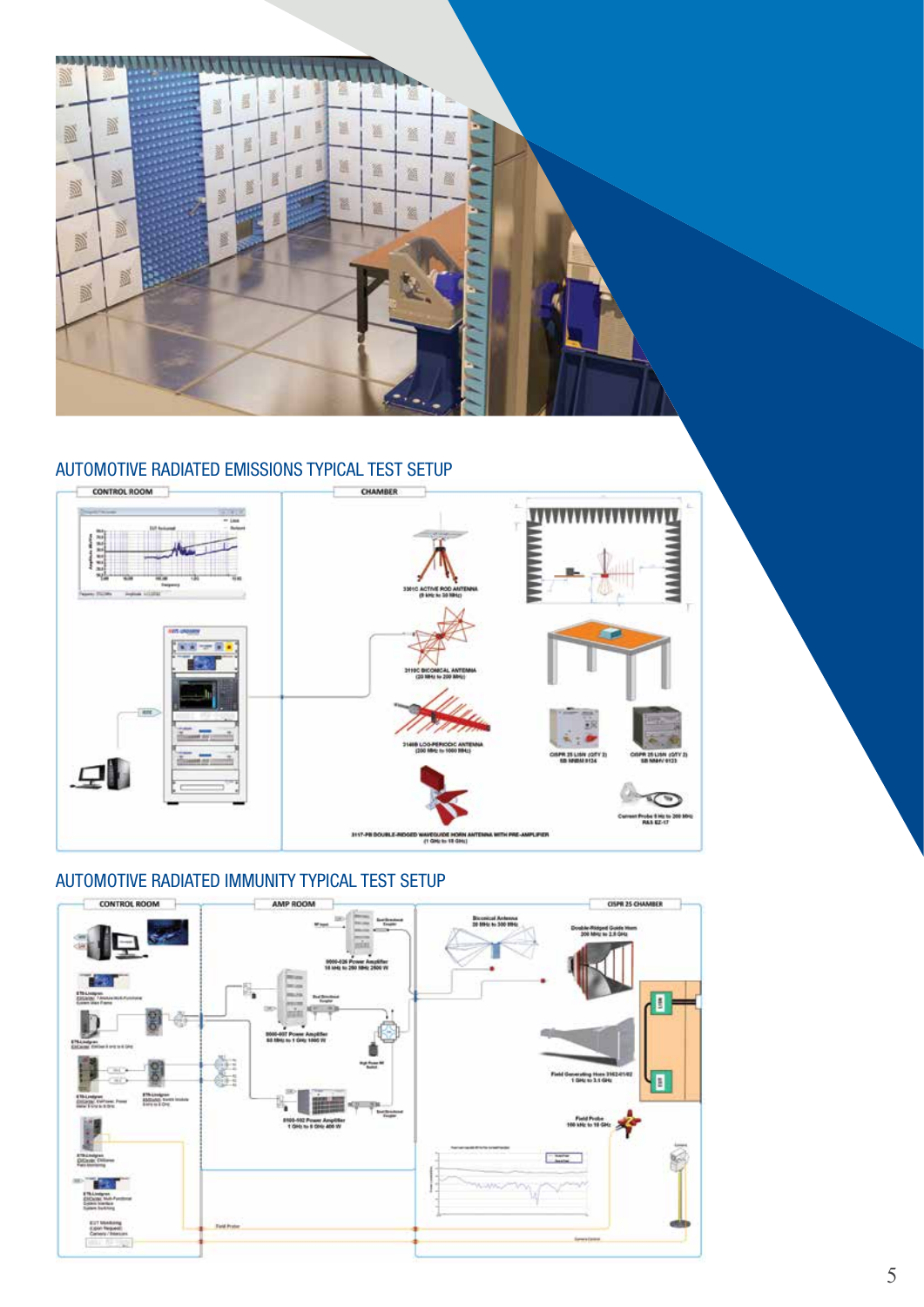## AUTOMOTIVE RADIATED EMISSIONS TYPICAL TEST SETUP

## AUTOMOTIVE RADIATED IMMUNITY TYPICAL TEST SETUP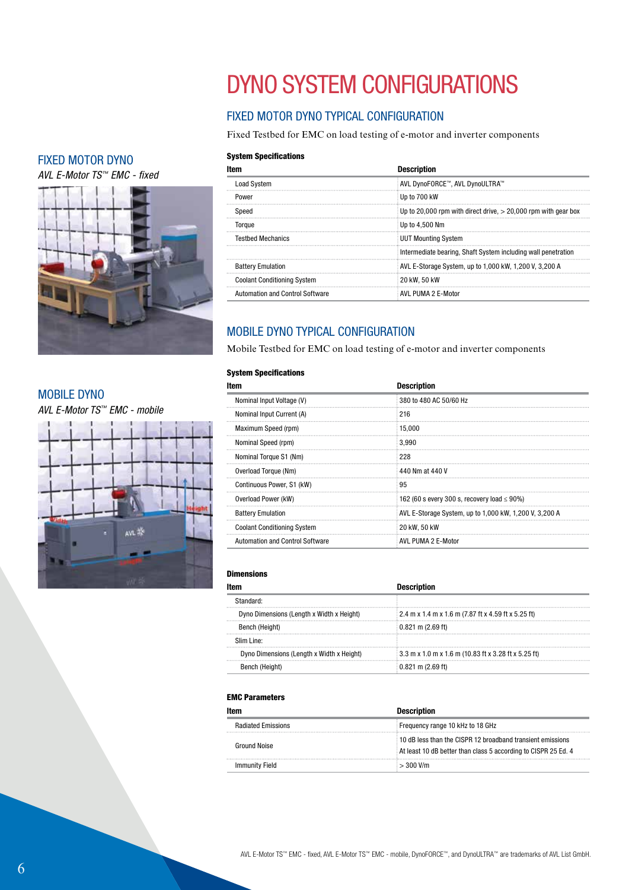# DYNO SYSTEM CONFIGURATIONS

## FIXED MOTOR DYNO

*AVL E-Motor TS™ EMC - fixed*

## MOBILE DYNO

*AVL E-Motor TS™ EMC - mobile*

## FIXED MOTOR DYNO TYPICAL CONFIGURATION

Fixed Testbed for EMC on load testing of e-motor and inverter components

**System Specifications**

| Item | Description |
|---|---|
| Load System | AVL DynoFORCE™, AVL DynoULTRA™ |
| Power | Up to 700 kW |
| Speed | Up to 20,000 rpm with direct drive, > 20,000 rpm with gear box |
| Torque | Up to 4,500 Nm |
| Testbed Mechanics | UUT Mounting System |
| | Intermediate bearing, Shaft System including wall penetration |
| Battery Emulation | AVL E-Storage System, up to 1,000 kW, 1,200 V, 3,200 A |
| Coolant Conditioning System | 20 kW, 50 kW |
| Automation and Control Software | AVL PUMA 2 E-Motor |

## MOBILE DYNO TYPICAL CONFIGURATION

Mobile Testbed for EMC on load testing of e-motor and inverter components

**System Specifications**

| Item | Description |
|---|---|
| Nominal Input Voltage (V) | 380 to 480 AC 50/60 Hz |
| Nominal Input Current (A) | 216 |
| Maximum Speed (rpm) | 15,000 |
| Nominal Speed (rpm) | 3,990 |
| Nominal Torque S1 (Nm) | 228 |
| Overload Torque (Nm) | 440 Nm at 440 V |
| Continuous Power, S1 (kW) | 95 |
| Overload Power (kW) | 162 (60 s every 300 s, recovery load ≤ 90%) |
| Battery Emulation | AVL E-Storage System, up to 1,000 kW, 1,200 V, 3,200 A |
| Coolant Conditioning System | 20 kW, 50 kW |
| Automation and Control Software | AVL PUMA 2 E-Motor |

**Dimensions**

| Item | Description |
|---|---|
| Standard: | |
| Dyno Dimensions (Length x Width x Height) | 2.4 m x 1.4 m x 1.6 m (7.87 ft x 4.59 ft x 5.25 ft) |
| Bench (Height) | 0.821 m (2.69 ft) |
| Slim Line: | |
| Dyno Dimensions (Length x Width x Height) | 3.3 m x 1.0 m x 1.6 m (10.83 ft x 3.28 ft x 5.25 ft) |
| Bench (Height) | 0.821 m (2.69 ft) |

**EMC Parameters**

| Item | Description |
|---|---|
| Radiated Emissions | Frequency range 10 kHz to 18 GHz |
| Ground Noise | 10 dB less than the CISPR 12 broadband transient emissions<br>At least 10 dB better than class 5 according to CISPR 25 Ed. 4 |
| Immunity Field | > 300 V/m |

AVL E-Motor TS™ EMC - fixed, AVL E-Motor TS™ EMC - mobile, DynoFORCE™, and DynoULTRA™ are trademarks of AVL List GmbH.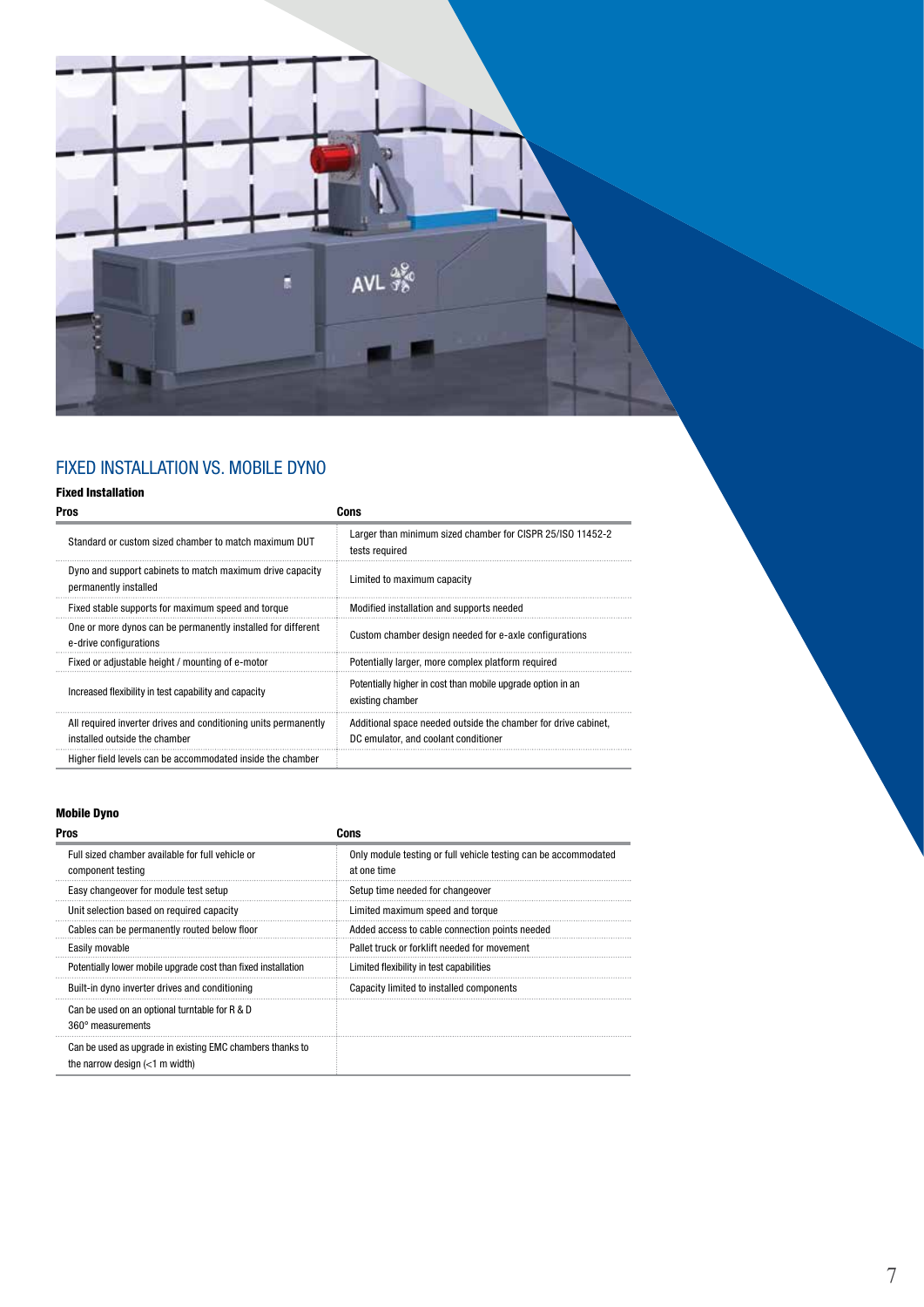## FIXED INSTALLATION VS. MOBILE DYNO

### Fixed Installation

| Pros | Cons |
|---|---|
| Standard or custom sized chamber to match maximum DUT | Larger than minimum sized chamber for CISPR 25/ISO 11452-2 tests required |
| Dyno and support cabinets to match maximum drive capacity permanently installed | Limited to maximum capacity |
| Fixed stable supports for maximum speed and torque | Modified installation and supports needed |
| One or more dynos can be permanently installed for different e-drive configurations | Custom chamber design needed for e-axle configurations |
| Fixed or adjustable height / mounting of e-motor | Potentially larger, more complex platform required |
| Increased flexibility in test capability and capacity | Potentially higher in cost than mobile upgrade option in an existing chamber |
| All required inverter drives and conditioning units permanently installed outside the chamber | Additional space needed outside the chamber for drive cabinet, DC emulator, and coolant conditioner |
| Higher field levels can be accommodated inside the chamber | |

### Mobile Dyno

| Pros | Cons |
|---|---|
| Full sized chamber available for full vehicle or component testing | Only module testing or full vehicle testing can be accommodated at one time |
| Easy changeover for module test setup | Setup time needed for changeover |
| Unit selection based on required capacity | Limited maximum speed and torque |
| Cables can be permanently routed below floor | Added access to cable connection points needed |
| Easily movable | Pallet truck or forklift needed for movement |
| Potentially lower mobile upgrade cost than fixed installation | Limited flexibility in test capabilities |
| Built-in dyno inverter drives and conditioning | Capacity limited to installed components |
| Can be used on an optional turntable for R & D 360° measurements | |
| Can be used as upgrade in existing EMC chambers thanks to the narrow design (<1 m width) | |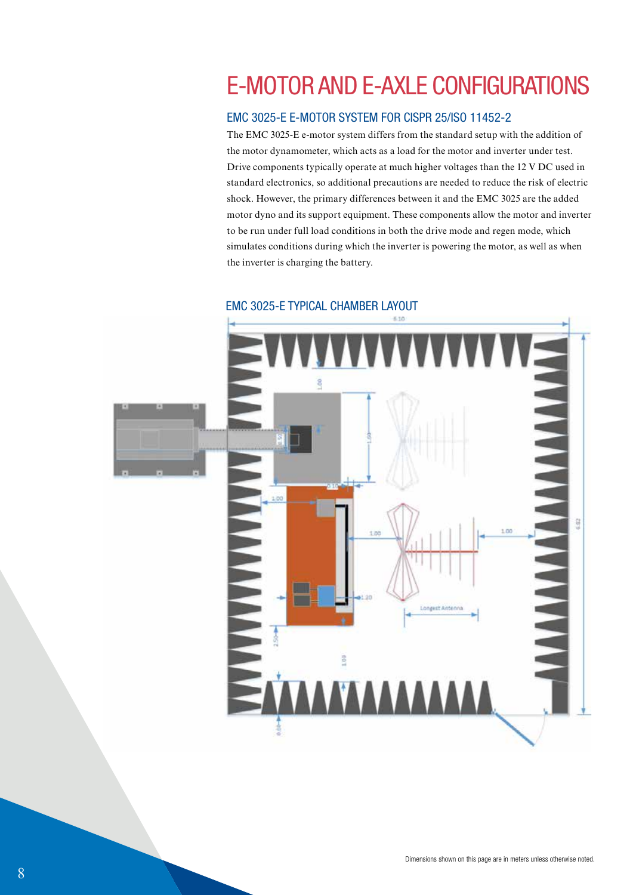# E-MOTOR AND E-AXLE CONFIGURATIONS

## EMC 3025-E E-MOTOR SYSTEM FOR CISPR 25/ISO 11452-2

The EMC 3025-E e-motor system differs from the standard setup with the addition of the motor dynamometer, which acts as a load for the motor and inverter under test. Drive components typically operate at much higher voltages than the 12 V DC used in standard electronics, so additional precautions are needed to reduce the risk of electric shock. However, the primary differences between it and the EMC 3025 are the added motor dyno and its support equipment. These components allow the motor and inverter to be run under full load conditions in both the drive mode and regen mode, which simulates conditions during which the inverter is powering the motor, as well as when the inverter is charging the battery.

### EMC 3025-E TYPICAL CHAMBER LAYOUT

Dimensions shown on this page are in meters unless otherwise noted.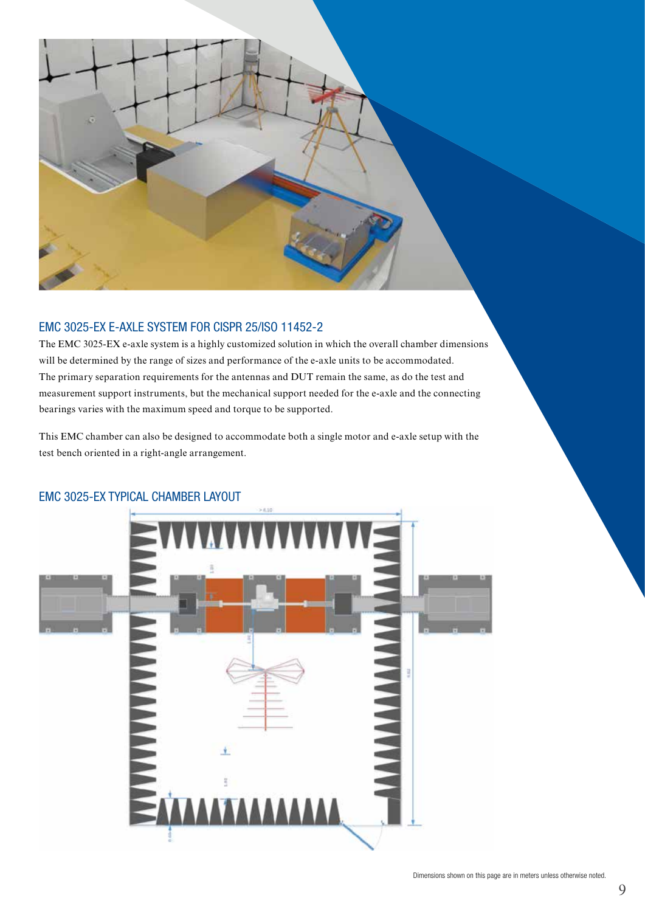## EMC 3025-EX E-AXLE SYSTEM FOR CISPR 25/ISO 11452-2

The EMC 3025-EX e-axle system is a highly customized solution in which the overall chamber dimensions will be determined by the range of sizes and performance of the e-axle units to be accommodated. The primary separation requirements for the antennas and DUT remain the same, as do the test and measurement support instruments, but the mechanical support needed for the e-axle and the connecting bearings varies with the maximum speed and torque to be supported.

This EMC chamber can also be designed to accommodate both a single motor and e-axle setup with the test bench oriented in a right-angle arrangement.

## EMC 3025-EX TYPICAL CHAMBER LAYOUT

Dimensions shown on this page are in meters unless otherwise noted.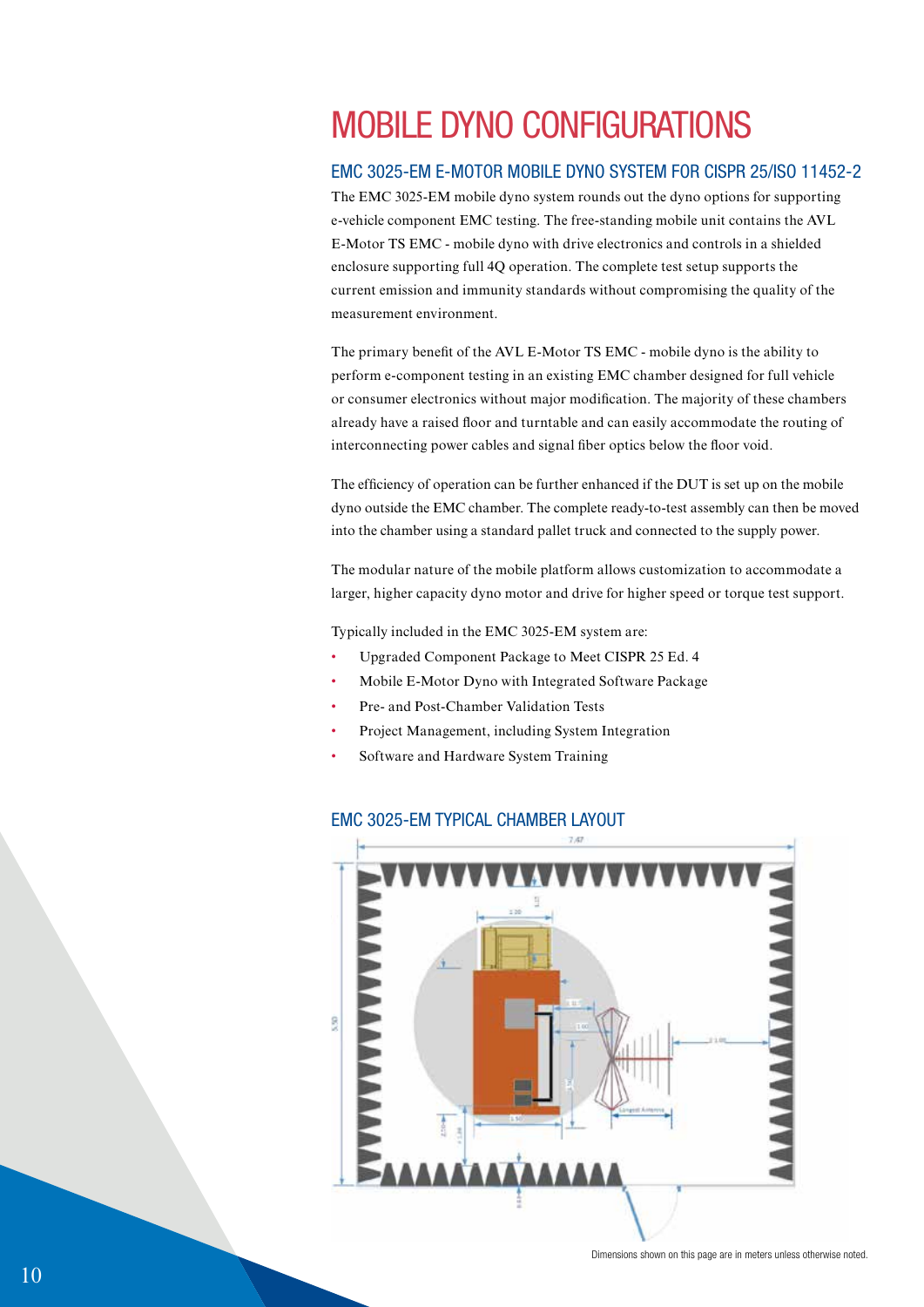# MOBILE DYNO CONFIGURATIONS

## EMC 3025-EM E-MOTOR MOBILE DYNO SYSTEM FOR CISPR 25/ISO 11452-2

The EMC 3025-EM mobile dyno system rounds out the dyno options for supporting e-vehicle component EMC testing. The free-standing mobile unit contains the AVL E-Motor TS EMC - mobile dyno with drive electronics and controls in a shielded enclosure supporting full 4Q operation. The complete test setup supports the current emission and immunity standards without compromising the quality of the measurement environment.

The primary benefit of the AVL E-Motor TS EMC - mobile dyno is the ability to perform e-component testing in an existing EMC chamber designed for full vehicle or consumer electronics without major modification. The majority of these chambers already have a raised floor and turntable and can easily accommodate the routing of interconnecting power cables and signal fiber optics below the floor void.

The efficiency of operation can be further enhanced if the DUT is set up on the mobile dyno outside the EMC chamber. The complete ready-to-test assembly can then be moved into the chamber using a standard pallet truck and connected to the supply power.

The modular nature of the mobile platform allows customization to accommodate a larger, higher capacity dyno motor and drive for higher speed or torque test support.

Typically included in the EMC 3025-EM system are:

- Upgraded Component Package to Meet CISPR 25 Ed. 4
- Mobile E-Motor Dyno with Integrated Software Package
- Pre- and Post-Chamber Validation Tests
- Project Management, including System Integration
- Software and Hardware System Training

## EMC 3025-EM TYPICAL CHAMBER LAYOUT

Dimensions shown on this page are in meters unless otherwise noted.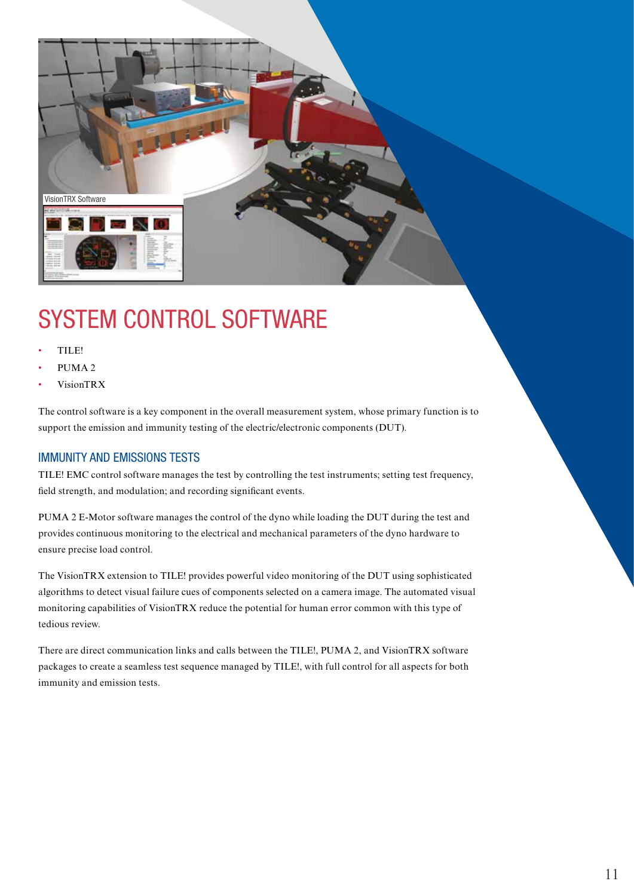VisionTRX Software

# SYSTEM CONTROL SOFTWARE

- TILE!
- PUMA 2
- VisionTRX

The control software is a key component in the overall measurement system, whose primary function is to support the emission and immunity testing of the electric/electronic components (DUT).

## IMMUNITY AND EMISSIONS TESTS

TILE! EMC control software manages the test by controlling the test instruments; setting test frequency, field strength, and modulation; and recording significant events.

PUMA 2 E-Motor software manages the control of the dyno while loading the DUT during the test and provides continuous monitoring to the electrical and mechanical parameters of the dyno hardware to ensure precise load control.

The VisionTRX extension to TILE! provides powerful video monitoring of the DUT using sophisticated algorithms to detect visual failure cues of components selected on a camera image. The automated visual monitoring capabilities of VisionTRX reduce the potential for human error common with this type of tedious review.

There are direct communication links and calls between the TILE!, PUMA 2, and VisionTRX software packages to create a seamless test sequence managed by TILE!, with full control for all aspects for both immunity and emission tests.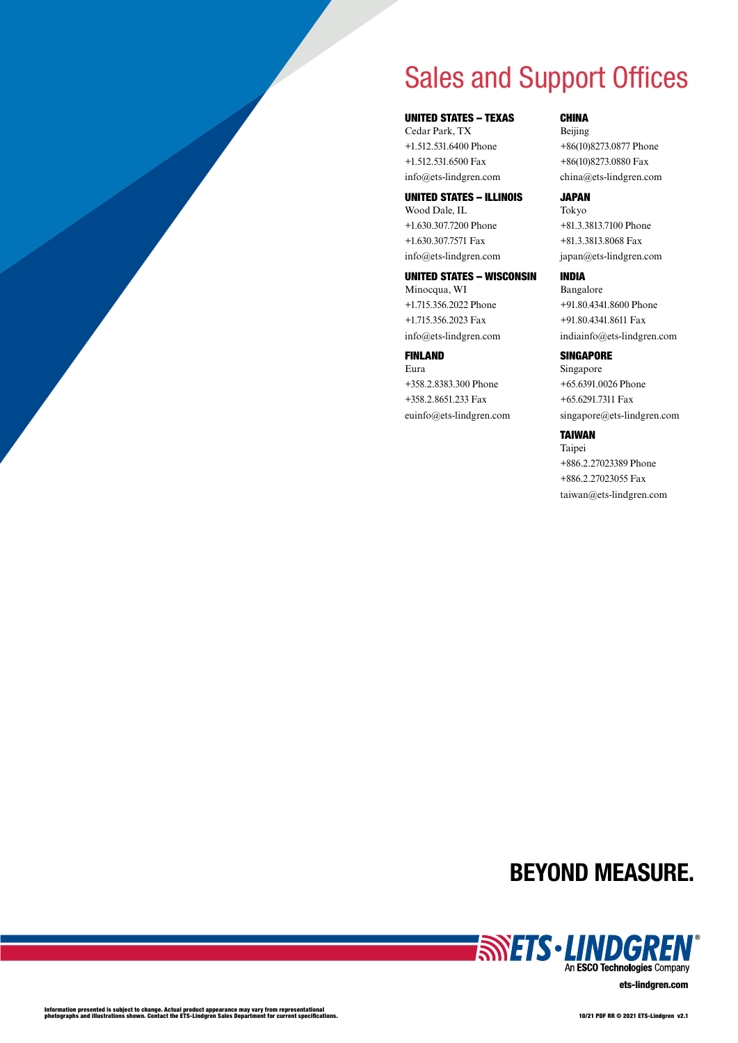# Sales and Support Offices

**UNITED STATES – TEXAS**
Cedar Park, TX
+1.512.531.6400 Phone
+1.512.531.6500 Fax
info@ets-lindgren.com

**UNITED STATES – ILLINOIS**
Wood Dale, IL
+1.630.307.7200 Phone
+1.630.307.7571 Fax
info@ets-lindgren.com

**UNITED STATES – WISCONSIN**
Minocqua, WI
+1.715.356.2022 Phone
+1.715.356.2023 Fax
info@ets-lindgren.com

**FINLAND**
Eura
+358.2.8383.300 Phone
+358.2.8651.233 Fax
euinfo@ets-lindgren.com

**CHINA**
Beijing
+86(10)8273.0877 Phone
+86(10)8273.0880 Fax
china@ets-lindgren.com

**JAPAN**
Tokyo
+81.3.3813.7100 Phone
+81.3.3813.8068 Fax
japan@ets-lindgren.com

**INDIA**
Bangalore
+91.80.4341.8600 Phone
+91.80.4341.8611 Fax
indiainfo@ets-lindgren.com

**SINGAPORE**
Singapore
+65.6391.0026 Phone
+65.6291.7311 Fax
singapore@ets-lindgren.com

**TAIWAN**
Taipei
+886.2.27023389 Phone
+886.2.27023055 Fax
taiwan@ets-lindgren.com

**BEYOND MEASURE.**

ETS·LINDGREN®
An ESCO Technologies Company

ets-lindgren.com

Information presented is subject to change. Actual product appearance may vary from representational photographs and illustrations shown. Contact the ETS-Lindgren Sales Department for current specifications.

10/21 PDF RR © 2021 ETS-Lindgren v2.1